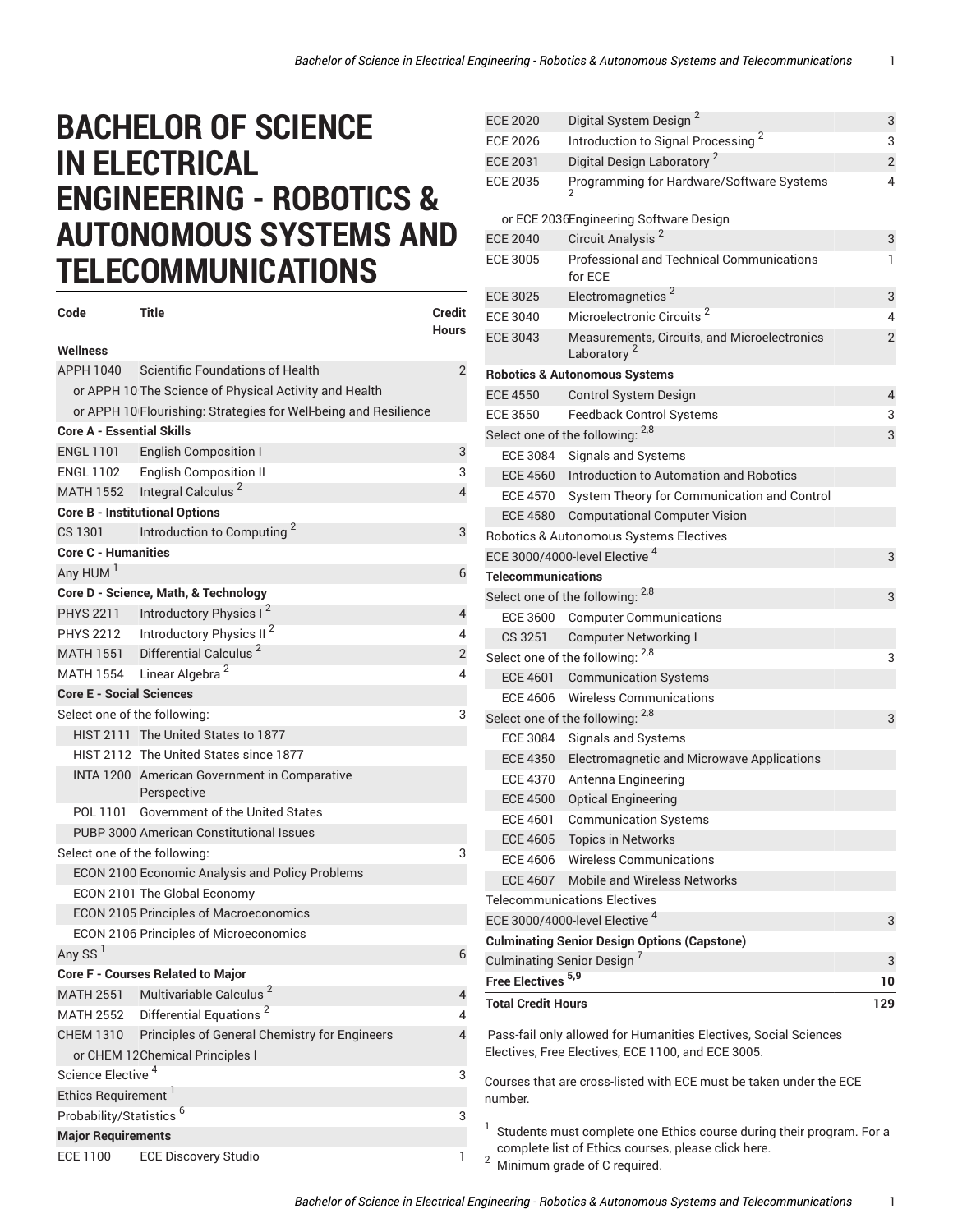# BACHELOR OF SCIENCE IN ELECTRICAL ENGINEERING - ROBOTICS & AUTONOMOUS SYSTEMS AND TELECOMMUNICATIONS

| Code | Title | Credit Hours |
|---|---|---|
| **Wellness** | | |
| APPH 1040 | Scientific Foundations of Health | 2 |
| or APPH 10 | The Science of Physical Activity and Health | |
| or APPH 10 | Flourishing: Strategies for Well-being and Resilience | |
| **Core A - Essential Skills** | | |
| ENGL 1101 | English Composition I | 3 |
| ENGL 1102 | English Composition II | 3 |
| MATH 1552 | Integral Calculus [2] | 4 |
| **Core B - Institutional Options** | | |
| CS 1301 | Introduction to Computing [2] | 3 |
| **Core C - Humanities** | | |
| Any HUM [1] | | 6 |
| **Core D - Science, Math, & Technology** | | |
| PHYS 2211 | Introductory Physics I [2] | 4 |
| PHYS 2212 | Introductory Physics II [2] | 4 |
| MATH 1551 | Differential Calculus [2] | 2 |
| MATH 1554 | Linear Algebra [2] | 4 |
| **Core E - Social Sciences** | | |
| Select one of the following: | | 3 |
| HIST 2111 | The United States to 1877 | |
| HIST 2112 | The United States since 1877 | |
| INTA 1200 | American Government in Comparative Perspective | |
| POL 1101 | Government of the United States | |
| PUBP 3000 | American Constitutional Issues | |
| Select one of the following: | | 3 |
| ECON 2100 | Economic Analysis and Policy Problems | |
| ECON 2101 | The Global Economy | |
| ECON 2105 | Principles of Macroeconomics | |
| ECON 2106 | Principles of Microeconomics | |
| Any SS [1] | | 6 |
| **Core F - Courses Related to Major** | | |
| MATH 2551 | Multivariable Calculus [2] | 4 |
| MATH 2552 | Differential Equations [2] | 4 |
| CHEM 1310 | Principles of General Chemistry for Engineers | 4 |
| or CHEM 12 | Chemical Principles I | |
| Science Elective [4] | | 3 |
| Ethics Requirement [1] | | |
| Probability/Statistics [6] | | 3 |
| **Major Requirements** | | |
| ECE 1100 | ECE Discovery Studio | 1 |
| ECE 2020 | Digital System Design [2] | 3 |
| ECE 2026 | Introduction to Signal Processing [2] | 3 |
| ECE 2031 | Digital Design Laboratory [2] | 2 |
| ECE 2035 | Programming for Hardware/Software Systems [2] | 4 |
| or ECE 2036 | Engineering Software Design | |
| ECE 2040 | Circuit Analysis [2] | 3 |
| ECE 3005 | Professional and Technical Communications for ECE | 1 |
| ECE 3025 | Electromagnetics [2] | 3 |
| ECE 3040 | Microelectronic Circuits [2] | 4 |
| ECE 3043 | Measurements, Circuits, and Microelectronics Laboratory [2] | 2 |
| **Robotics & Autonomous Systems** | | |
| ECE 4550 | Control System Design | 4 |
| ECE 3550 | Feedback Control Systems | 3 |
| Select one of the following: [2,8] | | 3 |
| ECE 3084 | Signals and Systems | |
| ECE 4560 | Introduction to Automation and Robotics | |
| ECE 4570 | System Theory for Communication and Control | |
| ECE 4580 | Computational Computer Vision | |
| Robotics & Autonomous Systems Electives | | |
| ECE 3000/4000-level Elective [4] | | 3 |
| **Telecommunications** | | |
| Select one of the following: [2,8] | | 3 |
| ECE 3600 | Computer Communications | |
| CS 3251 | Computer Networking I | |
| Select one of the following: [2,8] | | 3 |
| ECE 4601 | Communication Systems | |
| ECE 4606 | Wireless Communications | |
| Select one of the following: [2,8] | | 3 |
| ECE 3084 | Signals and Systems | |
| ECE 4350 | Electromagnetic and Microwave Applications | |
| ECE 4370 | Antenna Engineering | |
| ECE 4500 | Optical Engineering | |
| ECE 4601 | Communication Systems | |
| ECE 4605 | Topics in Networks | |
| ECE 4606 | Wireless Communications | |
| ECE 4607 | Mobile and Wireless Networks | |
| Telecommunications Electives | | |
| ECE 3000/4000-level Elective [4] | | 3 |
| **Culminating Senior Design Options (Capstone)** | | |
| Culminating Senior Design [7] | | 3 |
| **Free Electives [5,9]** | | **10** |
| **Total Credit Hours** | | **129** |

Pass-fail only allowed for Humanities Electives, Social Sciences Electives, Free Electives, ECE 1100, and ECE 3005.

Courses that are cross-listed with ECE must be taken under the ECE number.

1. Students must complete one Ethics course during their program. For a complete list of Ethics courses, please click here.
2. Minimum grade of C required.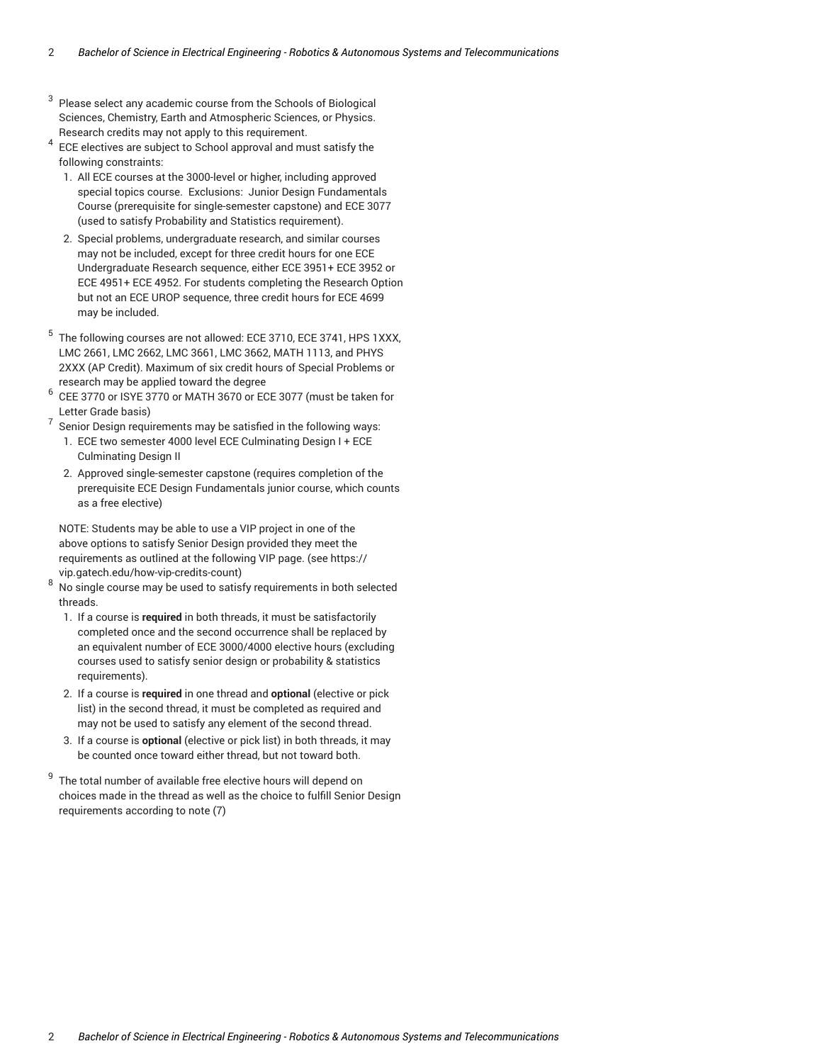[3] Please select any academic course from the Schools of Biological Sciences, Chemistry, Earth and Atmospheric Sciences, or Physics. Research credits may not apply to this requirement.

[4] ECE electives are subject to School approval and must satisfy the following constraints:

1. All ECE courses at the 3000-level or higher, including approved special topics course. Exclusions: Junior Design Fundamentals Course (prerequisite for single-semester capstone) and ECE 3077 (used to satisfy Probability and Statistics requirement).
2. Special problems, undergraduate research, and similar courses may not be included, except for three credit hours for one ECE Undergraduate Research sequence, either ECE 3951+ ECE 3952 or ECE 4951+ ECE 4952. For students completing the Research Option but not an ECE UROP sequence, three credit hours for ECE 4699 may be included.

[5] The following courses are not allowed: ECE 3710, ECE 3741, HPS 1XXX, LMC 2661, LMC 2662, LMC 3661, LMC 3662, MATH 1113, and PHYS 2XXX (AP Credit). Maximum of six credit hours of Special Problems or research may be applied toward the degree

[6] CEE 3770 or ISYE 3770 or MATH 3670 or ECE 3077 (must be taken for Letter Grade basis)

[7] Senior Design requirements may be satisfied in the following ways:

1. ECE two semester 4000 level ECE Culminating Design I + ECE Culminating Design II
2. Approved single-semester capstone (requires completion of the prerequisite ECE Design Fundamentals junior course, which counts as a free elective)

NOTE: Students may be able to use a VIP project in one of the above options to satisfy Senior Design provided they meet the requirements as outlined at the following VIP page. (see https://vip.gatech.edu/how-vip-credits-count)

[8] No single course may be used to satisfy requirements in both selected threads.

1. If a course is **required** in both threads, it must be satisfactorily completed once and the second occurrence shall be replaced by an equivalent number of ECE 3000/4000 elective hours (excluding courses used to satisfy senior design or probability & statistics requirements).
2. If a course is **required** in one thread and **optional** (elective or pick list) in the second thread, it must be completed as required and may not be used to satisfy any element of the second thread.
3. If a course is **optional** (elective or pick list) in both threads, it may be counted once toward either thread, but not toward both.

[9] The total number of available free elective hours will depend on choices made in the thread as well as the choice to fulfill Senior Design requirements according to note (7)